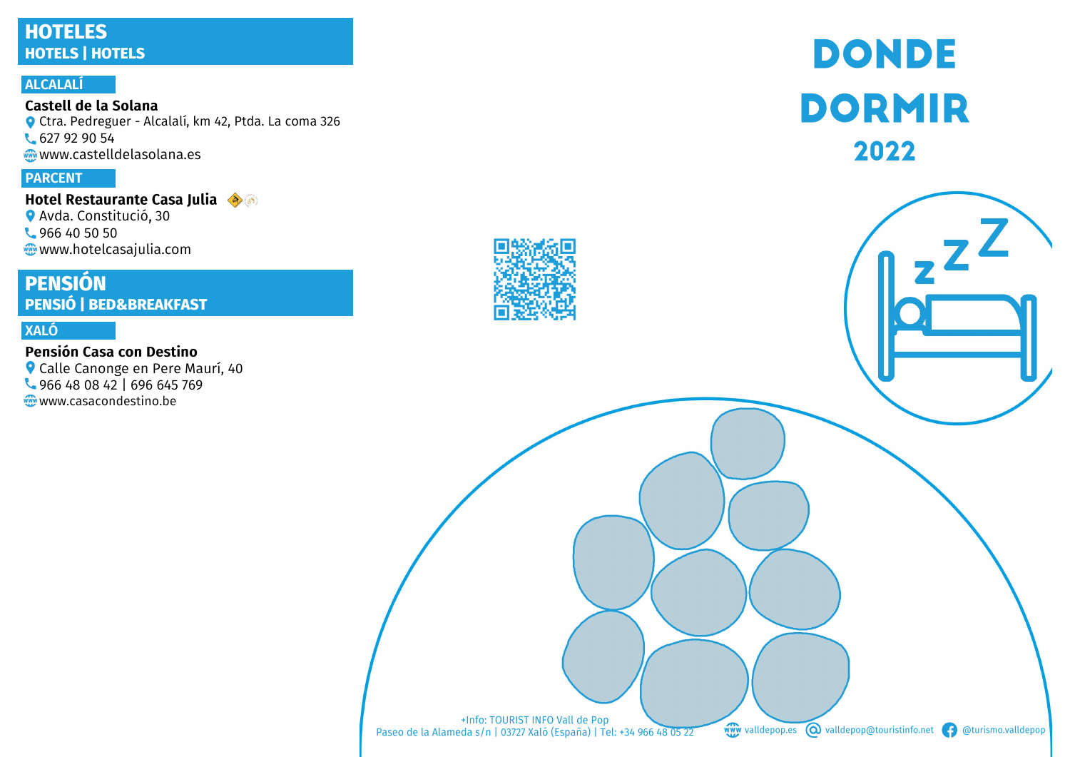# HOTELES

## HOTELS | HOTELS

### ALCALALÍ

**Castell de la Solana**
Ctra. Pedreguer - Alcalalí, km 42, Ptda. La coma 326
627 92 90 54
www.castelldelasolana.es

### PARCENT

**Hotel Restaurante Casa Julia**
Avda. Constitució, 30
966 40 50 50
www.hotelcasajulia.com

# PENSIÓN

## PENSIÓ | BED&BREAKFAST

### XALÓ

**Pensión Casa con Destino**
Calle Canonge en Pere Maurí, 40
966 48 08 42 | 696 645 769
www.casacondestino.be

# DONDE DORMIR

## 2022

+Info: TOURIST INFO Vall de Pop
Paseo de la Alameda s/n | 03727 Xaló (España) | Tel: +34 966 48 05 22

valldepop.es | valldepop@touristinfo.net | @turismo.valldepop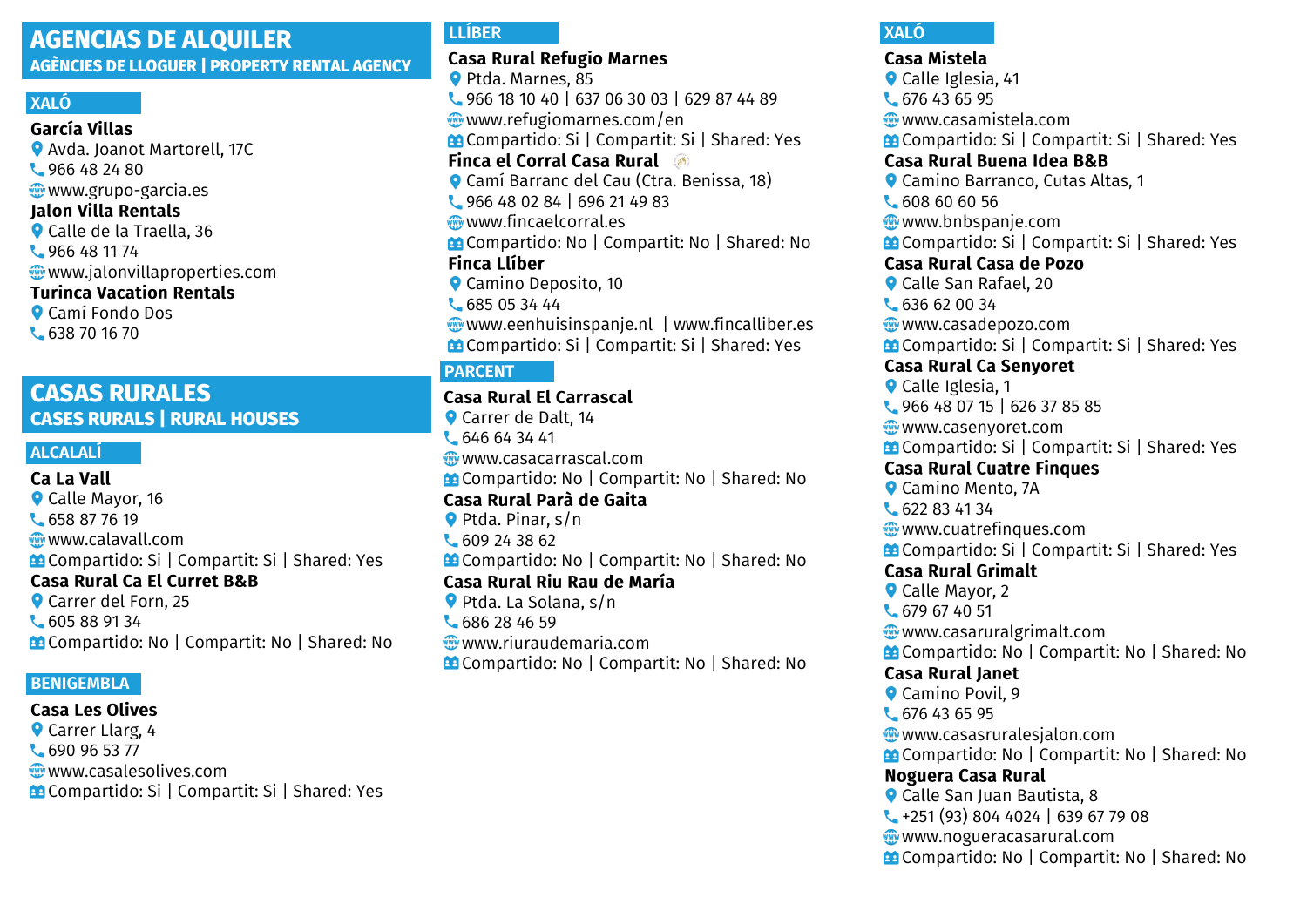# AGENCIAS DE ALQUILER

## AGÈNCIES DE LLOGUER | PROPERTY RENTAL AGENCY

### XALÓ

**García Villas**
Avda. Joanot Martorell, 17C
966 48 24 80
www.grupo-garcia.es

**Jalon Villa Rentals**
Calle de la Traella, 36
966 48 11 74
www.jalonvillaproperties.com

**Turinca Vacation Rentals**
Camí Fondo Dos
638 70 16 70

# CASAS RURALES

## CASES RURALS | RURAL HOUSES

### ALCALALÍ

**Ca La Vall**
Calle Mayor, 16
658 87 76 19
www.calavall.com
Compartido: Si | Compartit: Si | Shared: Yes

**Casa Rural Ca El Curret B&B**
Carrer del Forn, 25
605 88 91 34
Compartido: No | Compartit: No | Shared: No

### BENIGEMBLA

**Casa Les Olives**
Carrer Llarg, 4
690 96 53 77
www.casalesolives.com
Compartido: Si | Compartit: Si | Shared: Yes

### LLÍBER

**Casa Rural Refugio Marnes**
Ptda. Marnes, 85
966 18 10 40 | 637 06 30 03 | 629 87 44 89
www.refugiomarnes.com/en
Compartido: Si | Compartit: Si | Shared: Yes

**Finca el Corral Casa Rural**
Camí Barranc del Cau (Ctra. Benissa, 18)
966 48 02 84 | 696 21 49 83
www.fincaelcorral.es
Compartido: No | Compartit: No | Shared: No

**Finca Llíber**
Camino Deposito, 10
685 05 34 44
www.eenhuisinspanje.nl | www.fincalliber.es
Compartido: Si | Compartit: Si | Shared: Yes

### PARCENT

**Casa Rural El Carrascal**
Carrer de Dalt, 14
646 64 34 41
www.casacarrascal.com
Compartido: No | Compartit: No | Shared: No

**Casa Rural Parà de Gaita**
Ptda. Pinar, s/n
609 24 38 62
Compartido: No | Compartit: No | Shared: No

**Casa Rural Riu Rau de María**
Ptda. La Solana, s/n
686 28 46 59
www.riuraudemaria.com
Compartido: No | Compartit: No | Shared: No

### XALÓ

**Casa Mistela**
Calle Iglesia, 41
676 43 65 95
www.casamistela.com
Compartido: Si | Compartit: Si | Shared: Yes

**Casa Rural Buena Idea B&B**
Camino Barranco, Cutas Altas, 1
608 60 60 56
www.bnbspanje.com
Compartido: Si | Compartit: Si | Shared: Yes

**Casa Rural Casa de Pozo**
Calle San Rafael, 20
636 62 00 34
www.casadepozo.com
Compartido: Si | Compartit: Si | Shared: Yes

**Casa Rural Ca Senyoret**
Calle Iglesia, 1
966 48 07 15 | 626 37 85 85
www.casenyoret.com
Compartido: Si | Compartit: Si | Shared: Yes

**Casa Rural Cuatre Finques**
Camino Mento, 7A
622 83 41 34
www.cuatrefinques.com
Compartido: Si | Compartit: Si | Shared: Yes

**Casa Rural Grimalt**
Calle Mayor, 2
679 67 40 51
www.casaruralgrimalt.com
Compartido: No | Compartit: No | Shared: No

**Casa Rural Janet**
Camino Povil, 9
676 43 65 95
www.casasruralesjalon.com
Compartido: No | Compartit: No | Shared: No

**Noguera Casa Rural**
Calle San Juan Bautista, 8
+251 (93) 804 4024 | 639 67 79 08
www.nogueracasarural.com
Compartido: No | Compartit: No | Shared: No